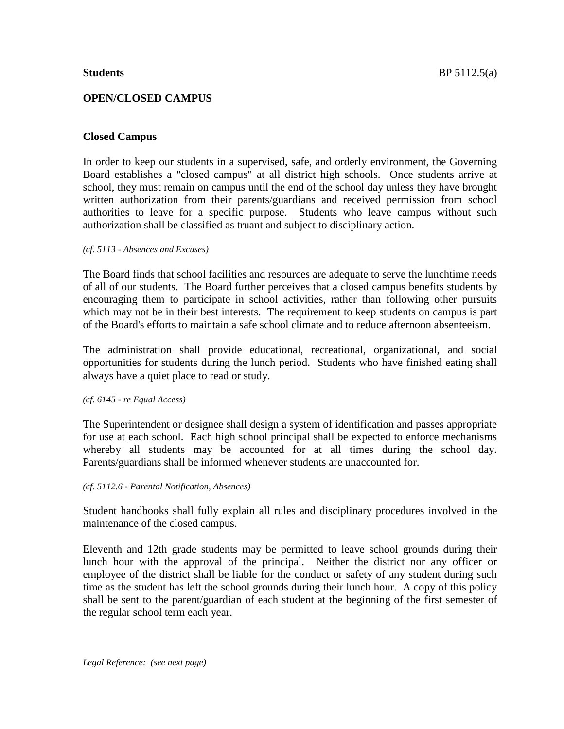**Students** BP 5112.5(a)

# OPEN/CLOSED CAMPUS

## Closed Campus

In order to keep our students in a supervised, safe, and orderly environment, the Governing Board establishes a "closed campus" at all district high schools. Once students arrive at school, they must remain on campus until the end of the school day unless they have brought written authorization from their parents/guardians and received permission from school authorities to leave for a specific purpose. Students who leave campus without such authorization shall be classified as truant and subject to disciplinary action.

*(cf. 5113 - Absences and Excuses)*

The Board finds that school facilities and resources are adequate to serve the lunchtime needs of all of our students. The Board further perceives that a closed campus benefits students by encouraging them to participate in school activities, rather than following other pursuits which may not be in their best interests. The requirement to keep students on campus is part of the Board's efforts to maintain a safe school climate and to reduce afternoon absenteeism.

The administration shall provide educational, recreational, organizational, and social opportunities for students during the lunch period. Students who have finished eating shall always have a quiet place to read or study.

*(cf. 6145 - re Equal Access)*

The Superintendent or designee shall design a system of identification and passes appropriate for use at each school. Each high school principal shall be expected to enforce mechanisms whereby all students may be accounted for at all times during the school day. Parents/guardians shall be informed whenever students are unaccounted for.

*(cf. 5112.6 - Parental Notification, Absences)*

Student handbooks shall fully explain all rules and disciplinary procedures involved in the maintenance of the closed campus.

Eleventh and 12th grade students may be permitted to leave school grounds during their lunch hour with the approval of the principal. Neither the district nor any officer or employee of the district shall be liable for the conduct or safety of any student during such time as the student has left the school grounds during their lunch hour. A copy of this policy shall be sent to the parent/guardian of each student at the beginning of the first semester of the regular school term each year.

*Legal Reference: (see next page)*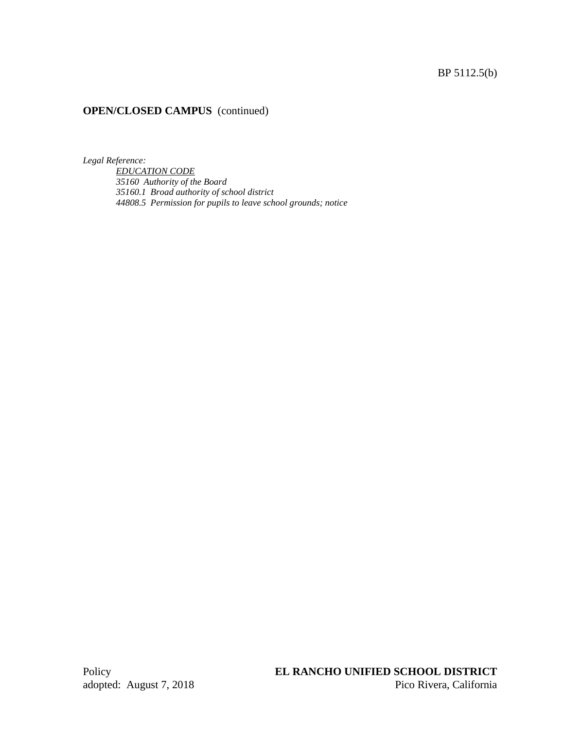**OPEN/CLOSED CAMPUS** (continued)

*Legal Reference:*

*EDUCATION CODE*
*35160 Authority of the Board*
*35160.1 Broad authority of school district*
*44808.5 Permission for pupils to leave school grounds; notice*

Policy
adopted: August 7, 2018

**EL RANCHO UNIFIED SCHOOL DISTRICT**
Pico Rivera, California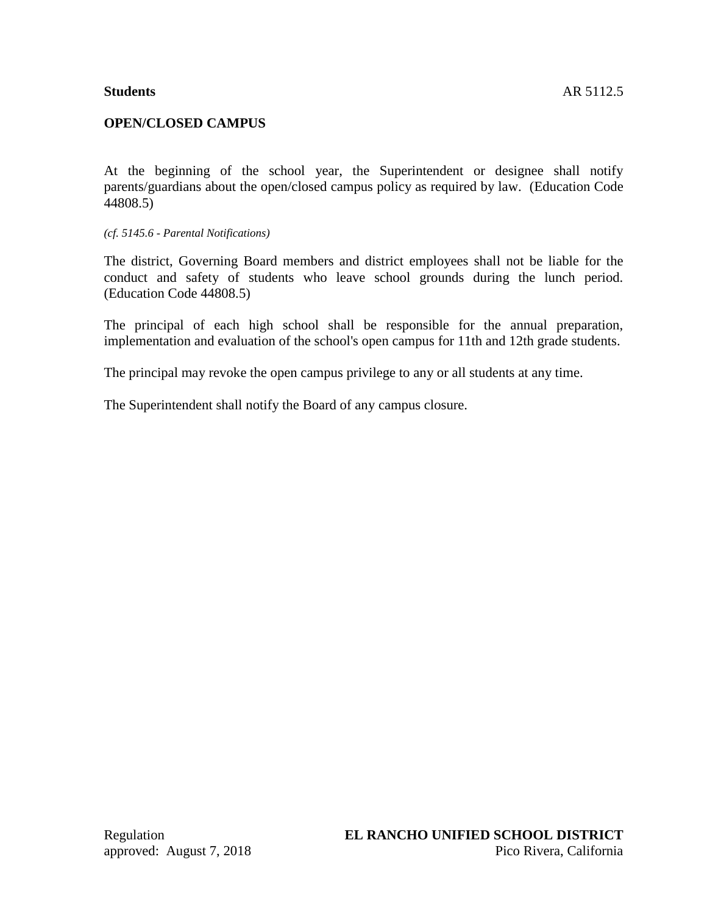**Students** AR 5112.5

## OPEN/CLOSED CAMPUS

At the beginning of the school year, the Superintendent or designee shall notify parents/guardians about the open/closed campus policy as required by law. (Education Code 44808.5)

*(cf. 5145.6 - Parental Notifications)*

The district, Governing Board members and district employees shall not be liable for the conduct and safety of students who leave school grounds during the lunch period. (Education Code 44808.5)

The principal of each high school shall be responsible for the annual preparation, implementation and evaluation of the school's open campus for 11th and 12th grade students.

The principal may revoke the open campus privilege to any or all students at any time.

The Superintendent shall notify the Board of any campus closure.

Regulation
approved: August 7, 2018

**EL RANCHO UNIFIED SCHOOL DISTRICT**
Pico Rivera, California